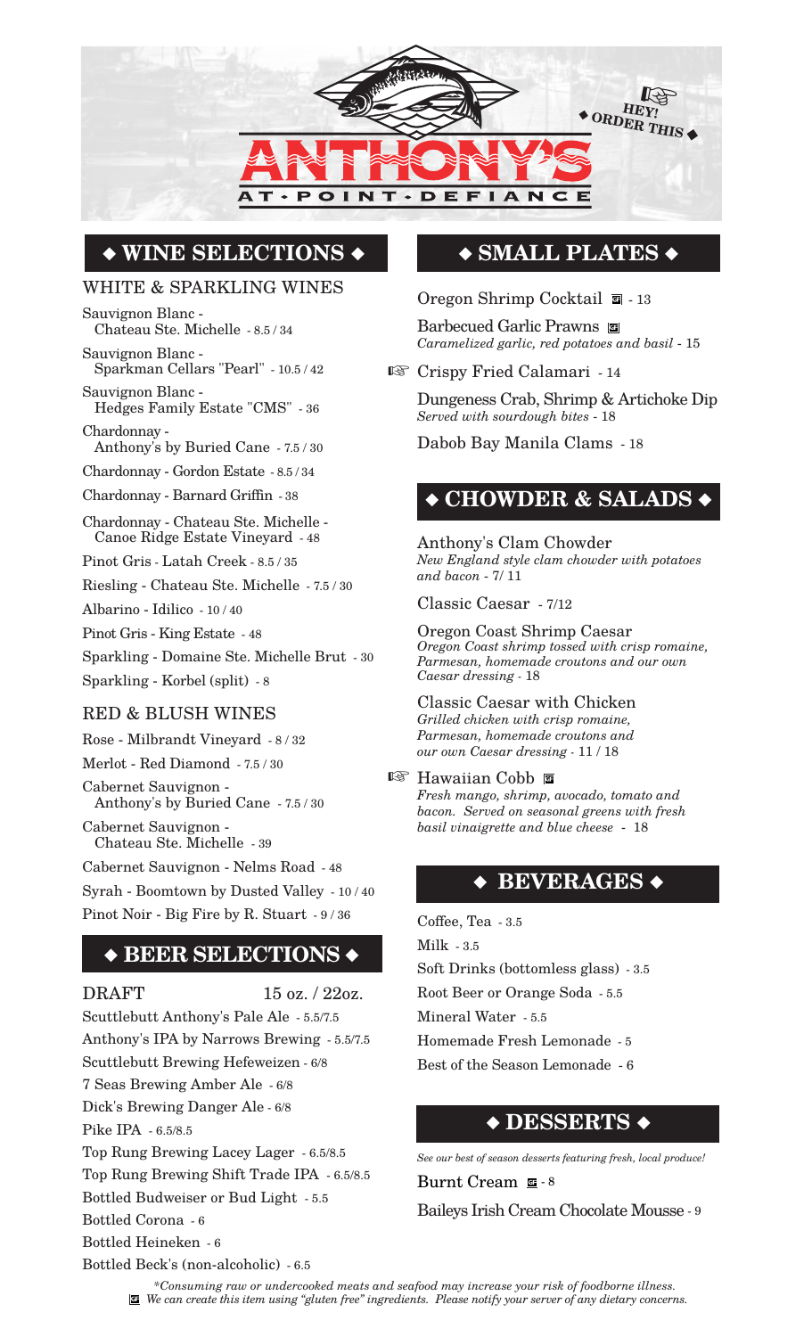# ANTHONY'S AT · POINT · DEFIANCE

☞ HEY! ORDER THIS

## ◆ WINE SELECTIONS ◆

### WHITE & SPARKLING WINES

Sauvignon Blanc - Chateau Ste. Michelle - 8.5 / 34

Sauvignon Blanc - Sparkman Cellars "Pearl" - 10.5 / 42

Sauvignon Blanc - Hedges Family Estate "CMS" - 36

Chardonnay - Anthony's by Buried Cane - 7.5 / 30

Chardonnay - Gordon Estate - 8.5 / 34

Chardonnay - Barnard Griffin - 38

Chardonnay - Chateau Ste. Michelle - Canoe Ridge Estate Vineyard - 48

Pinot Gris - Latah Creek - 8.5 / 35

Riesling - Chateau Ste. Michelle - 7.5 / 30

Albarino - Idilico - 10 / 40

Pinot Gris - King Estate - 48

Sparkling - Domaine Ste. Michelle Brut - 30

Sparkling - Korbel (split) - 8

### RED & BLUSH WINES

Rose - Milbrandt Vineyard - 8 / 32

Merlot - Red Diamond - 7.5 / 30

Cabernet Sauvignon - Anthony's by Buried Cane - 7.5 / 30

Cabernet Sauvignon - Chateau Ste. Michelle - 39

Cabernet Sauvignon - Nelms Road - 48

Syrah - Boomtown by Dusted Valley - 10 / 40

Pinot Noir - Big Fire by R. Stuart - 9 / 36

## ◆ BEER SELECTIONS ◆

DRAFT 15 oz. / 22oz.

Scuttlebutt Anthony's Pale Ale - 5.5/7.5

Anthony's IPA by Narrows Brewing - 5.5/7.5

Scuttlebutt Brewing Hefeweizen - 6/8

7 Seas Brewing Amber Ale - 6/8

Dick's Brewing Danger Ale - 6/8

Pike IPA - 6.5/8.5

Top Rung Brewing Lacey Lager - 6.5/8.5

Top Rung Brewing Shift Trade IPA - 6.5/8.5

Bottled Budweiser or Bud Light - 5.5

Bottled Corona - 6

Bottled Heineken - 6

Bottled Beck's (non-alcoholic) - 6.5

## ◆ SMALL PLATES ◆

Oregon Shrimp Cocktail (GF) - 13

Barbecued Garlic Prawns (GF)
*Caramelized garlic, red potatoes and basil* - 15

☞ Crispy Fried Calamari - 14

Dungeness Crab, Shrimp & Artichoke Dip
*Served with sourdough bites* - 18

Dabob Bay Manila Clams - 18

## ◆ CHOWDER & SALADS ◆

Anthony's Clam Chowder
*New England style clam chowder with potatoes and bacon* - 7/ 11

Classic Caesar - 7/12

Oregon Coast Shrimp Caesar
*Oregon Coast shrimp tossed with crisp romaine, Parmesan, homemade croutons and our own Caesar dressing* - 18

Classic Caesar with Chicken
*Grilled chicken with crisp romaine, Parmesan, homemade croutons and our own Caesar dressing* - 11 / 18

☞ Hawaiian Cobb (GF)
*Fresh mango, shrimp, avocado, tomato and bacon. Served on seasonal greens with fresh basil vinaigrette and blue cheese* - 18

## ◆ BEVERAGES ◆

Coffee, Tea - 3.5

Milk - 3.5

Soft Drinks (bottomless glass) - 3.5

Root Beer or Orange Soda - 5.5

Mineral Water - 5.5

Homemade Fresh Lemonade - 5

Best of the Season Lemonade - 6

## ◆ DESSERTS ◆

*See our best of season desserts featuring fresh, local produce!*

Burnt Cream (GF) - 8

Baileys Irish Cream Chocolate Mousse - 9

*\*Consuming raw or undercooked meats and seafood may increase your risk of foodborne illness.*
(GF) *We can create this item using "gluten free" ingredients. Please notify your server of any dietary concerns.*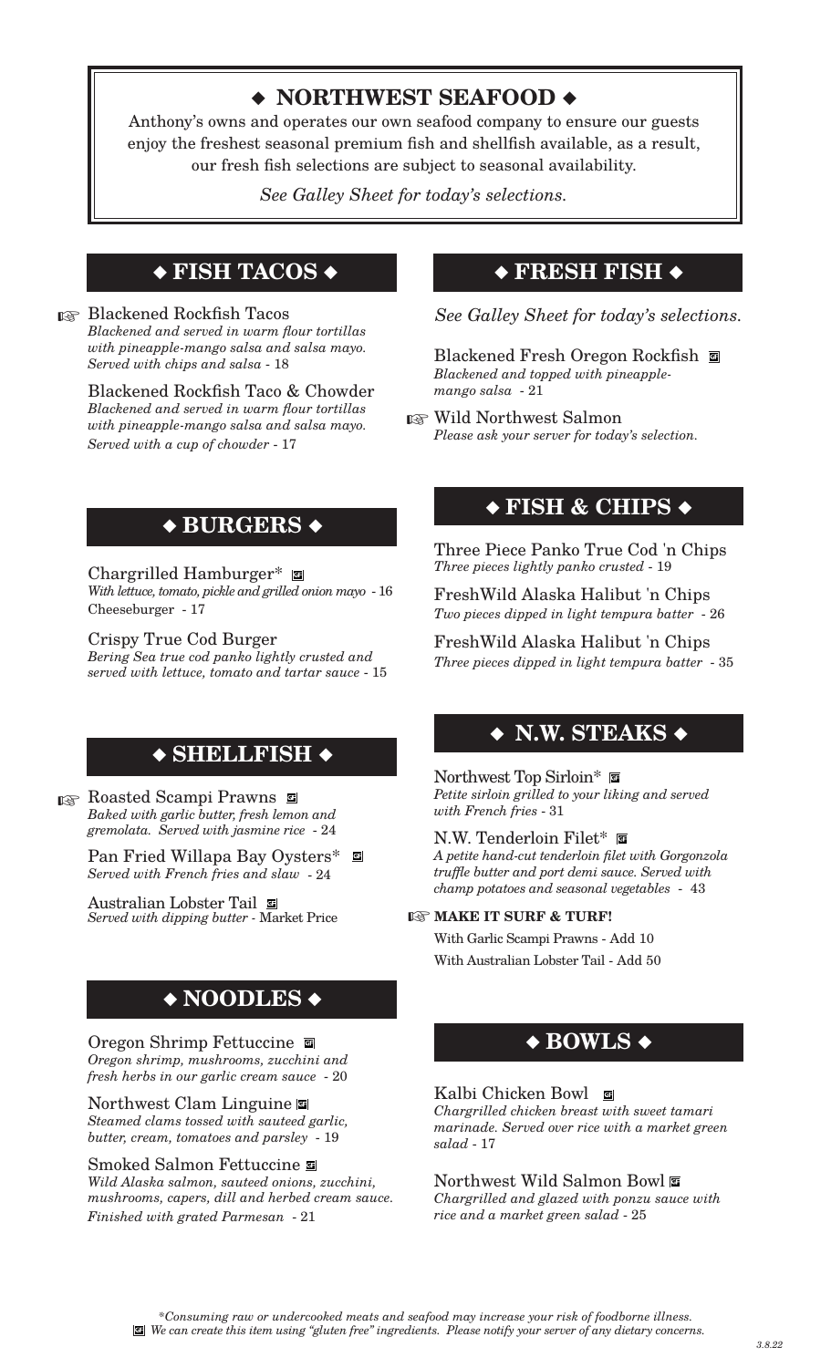## ◆ NORTHWEST SEAFOOD ◆

Anthony's owns and operates our own seafood company to ensure our guests enjoy the freshest seasonal premium fish and shellfish available, as a result, our fresh fish selections are subject to seasonal availability.

*See Galley Sheet for today's selections.*

## ◆ FISH TACOS ◆

☞ Blackened Rockfish Tacos
*Blackened and served in warm flour tortillas with pineapple-mango salsa and salsa mayo. Served with chips and salsa* - 18

Blackened Rockfish Taco & Chowder
*Blackened and served in warm flour tortillas with pineapple-mango salsa and salsa mayo. Served with a cup of chowder* - 17

## ◆ BURGERS ◆

Chargrilled Hamburger* ⊡
*With lettuce, tomato, pickle and grilled onion mayo* - 16
Cheeseburger - 17

Crispy True Cod Burger
*Bering Sea true cod panko lightly crusted and served with lettuce, tomato and tartar sauce* - 15

## ◆ SHELLFISH ◆

☞ Roasted Scampi Prawns ⊡
*Baked with garlic butter, fresh lemon and gremolata. Served with jasmine rice* - 24

Pan Fried Willapa Bay Oysters* ⊡
*Served with French fries and slaw* - 24

Australian Lobster Tail ⊡
*Served with dipping butter* - Market Price

## ◆ NOODLES ◆

Oregon Shrimp Fettuccine ⊡
*Oregon shrimp, mushrooms, zucchini and fresh herbs in our garlic cream sauce* - 20

Northwest Clam Linguine ⊡
*Steamed clams tossed with sauteed garlic, butter, cream, tomatoes and parsley* - 19

Smoked Salmon Fettuccine ⊡
*Wild Alaska salmon, sauteed onions, zucchini, mushrooms, capers, dill and herbed cream sauce. Finished with grated Parmesan* - 21

## ◆ FRESH FISH ◆

*See Galley Sheet for today's selections.*

Blackened Fresh Oregon Rockfish ⊡
*Blackened and topped with pineapple-mango salsa* - 21

☞ Wild Northwest Salmon
*Please ask your server for today's selection.*

## ◆ FISH & CHIPS ◆

Three Piece Panko True Cod 'n Chips
*Three pieces lightly panko crusted* - 19

FreshWild Alaska Halibut 'n Chips
*Two pieces dipped in light tempura batter* - 26

FreshWild Alaska Halibut 'n Chips
*Three pieces dipped in light tempura batter* - 35

## ◆ N.W. STEAKS ◆

Northwest Top Sirloin* ⊡
*Petite sirloin grilled to your liking and served with French fries* - 31

N.W. Tenderloin Filet* ⊡
*A petite hand-cut tenderloin filet with Gorgonzola truffle butter and port demi sauce. Served with champ potatoes and seasonal vegetables* - 43

☞ **MAKE IT SURF & TURF!**

With Garlic Scampi Prawns - Add 10
With Australian Lobster Tail - Add 50

## ◆ BOWLS ◆

Kalbi Chicken Bowl ⊡
*Chargrilled chicken breast with sweet tamari marinade. Served over rice with a market green salad* - 17

Northwest Wild Salmon Bowl ⊡
*Chargrilled and glazed with ponzu sauce with rice and a market green salad* - 25

*\*Consuming raw or undercooked meats and seafood may increase your risk of foodborne illness.*
⊡ *We can create this item using "gluten free" ingredients. Please notify your server of any dietary concerns.*

3.8.22